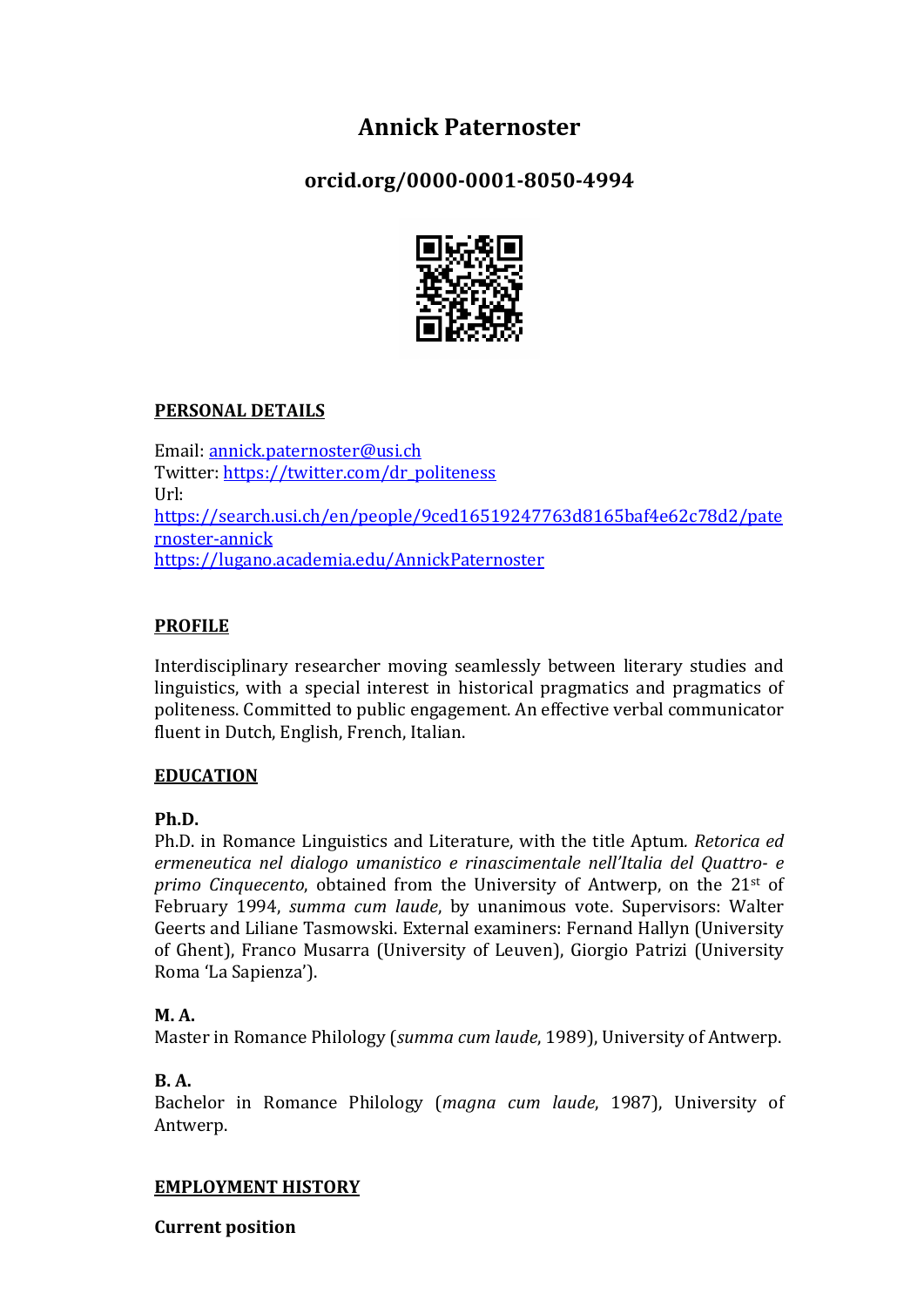# Annick Paternoster

## orcid.org/0000-0001-8050-4994

### PERSONAL DETAILS

Email: [annick.paternoster@usi.ch](mailto:annick.paternoster@usi.ch)
Twitter: [https://twitter.com/dr_politeness](https://twitter.com/dr_politeness)
Url:
[https://search.usi.ch/en/people/9ced16519247763d8165baf4e62c78d2/paternoster-annick](https://search.usi.ch/en/people/9ced16519247763d8165baf4e62c78d2/paternoster-annick)
[https://lugano.academia.edu/AnnickPaternoster](https://lugano.academia.edu/AnnickPaternoster)

### PROFILE

Interdisciplinary researcher moving seamlessly between literary studies and linguistics, with a special interest in historical pragmatics and pragmatics of politeness. Committed to public engagement. An effective verbal communicator fluent in Dutch, English, French, Italian.

### EDUCATION

**Ph.D.**
Ph.D. in Romance Linguistics and Literature, with the title Aptum. *Retorica ed ermeneutica nel dialogo umanistico e rinascimentale nell'Italia del Quattro- e primo Cinquecento*, obtained from the University of Antwerp, on the 21st of February 1994, *summa cum laude*, by unanimous vote. Supervisors: Walter Geerts and Liliane Tasmowski. External examiners: Fernand Hallyn (University of Ghent), Franco Musarra (University of Leuven), Giorgio Patrizi (University Roma 'La Sapienza').

**M. A.**
Master in Romance Philology (*summa cum laude*, 1989), University of Antwerp.

**B. A.**
Bachelor in Romance Philology (*magna cum laude*, 1987), University of Antwerp.

### EMPLOYMENT HISTORY

**Current position**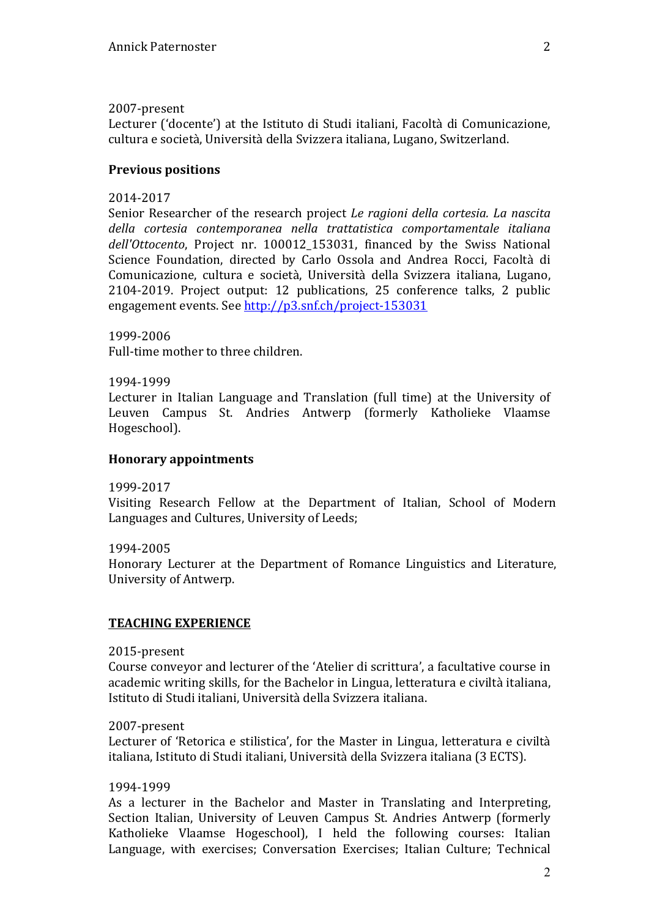2007-present
Lecturer ('docente') at the Istituto di Studi italiani, Facoltà di Comunicazione, cultura e società, Università della Svizzera italiana, Lugano, Switzerland.

**Previous positions**

2014-2017
Senior Researcher of the research project *Le ragioni della cortesia. La nascita della cortesia contemporanea nella trattatistica comportamentale italiana dell'Ottocento*, Project nr. 100012_153031, financed by the Swiss National Science Foundation, directed by Carlo Ossola and Andrea Rocci, Facoltà di Comunicazione, cultura e società, Università della Svizzera italiana, Lugano, 2104-2019. Project output: 12 publications, 25 conference talks, 2 public engagement events. See http://p3.snf.ch/project-153031

1999-2006
Full-time mother to three children.

1994-1999
Lecturer in Italian Language and Translation (full time) at the University of Leuven Campus St. Andries Antwerp (formerly Katholieke Vlaamse Hogeschool).

**Honorary appointments**

1999-2017
Visiting Research Fellow at the Department of Italian, School of Modern Languages and Cultures, University of Leeds;

1994-2005
Honorary Lecturer at the Department of Romance Linguistics and Literature, University of Antwerp.

## **TEACHING EXPERIENCE**

2015-present
Course conveyor and lecturer of the 'Atelier di scrittura', a facultative course in academic writing skills, for the Bachelor in Lingua, letteratura e civiltà italiana, Istituto di Studi italiani, Università della Svizzera italiana.

2007-present
Lecturer of 'Retorica e stilistica', for the Master in Lingua, letteratura e civiltà italiana, Istituto di Studi italiani, Università della Svizzera italiana (3 ECTS).

1994-1999
As a lecturer in the Bachelor and Master in Translating and Interpreting, Section Italian, University of Leuven Campus St. Andries Antwerp (formerly Katholieke Vlaamse Hogeschool), I held the following courses: Italian Language, with exercises; Conversation Exercises; Italian Culture; Technical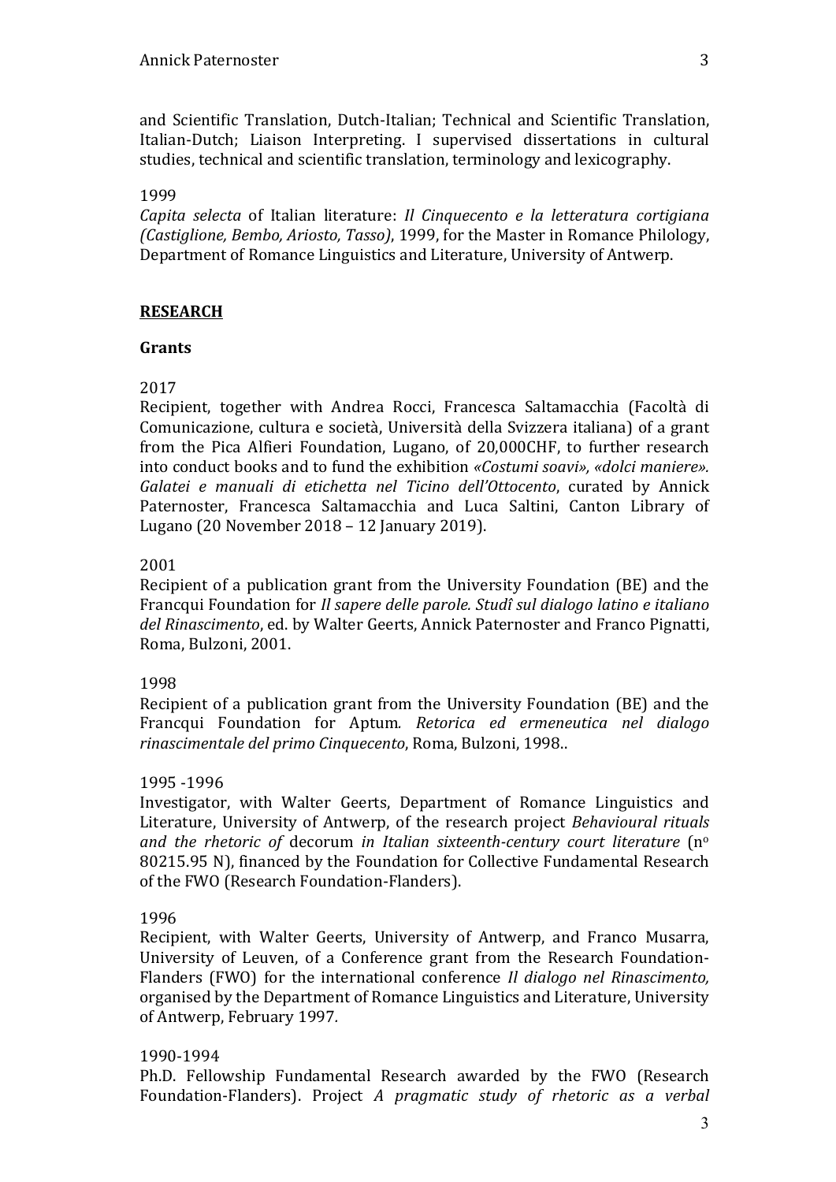and Scientific Translation, Dutch-Italian; Technical and Scientific Translation, Italian-Dutch; Liaison Interpreting. I supervised dissertations in cultural studies, technical and scientific translation, terminology and lexicography.

1999

*Capita selecta* of Italian literature: *Il Cinquecento e la letteratura cortigiana (Castiglione, Bembo, Ariosto, Tasso)*, 1999, for the Master in Romance Philology, Department of Romance Linguistics and Literature, University of Antwerp.

## **RESEARCH**

### **Grants**

2017

Recipient, together with Andrea Rocci, Francesca Saltamacchia (Facoltà di Comunicazione, cultura e società, Università della Svizzera italiana) of a grant from the Pica Alfieri Foundation, Lugano, of 20,000CHF, to further research into conduct books and to fund the exhibition *«Costumi soavi», «dolci maniere». Galatei e manuali di etichetta nel Ticino dell'Ottocento*, curated by Annick Paternoster, Francesca Saltamacchia and Luca Saltini, Canton Library of Lugano (20 November 2018 – 12 January 2019).

2001

Recipient of a publication grant from the University Foundation (BE) and the Francqui Foundation for *Il sapere delle parole. Studî sul dialogo latino e italiano del Rinascimento*, ed. by Walter Geerts, Annick Paternoster and Franco Pignatti, Roma, Bulzoni, 2001.

1998

Recipient of a publication grant from the University Foundation (BE) and the Francqui Foundation for Aptum*. Retorica ed ermeneutica nel dialogo rinascimentale del primo Cinquecento*, Roma, Bulzoni, 1998..

1995 -1996

Investigator, with Walter Geerts, Department of Romance Linguistics and Literature, University of Antwerp, of the research project *Behavioural rituals and the rhetoric of* decorum *in Italian sixteenth-century court literature* (n° 80215.95 N), financed by the Foundation for Collective Fundamental Research of the FWO (Research Foundation-Flanders).

1996

Recipient, with Walter Geerts, University of Antwerp, and Franco Musarra, University of Leuven, of a Conference grant from the Research Foundation-Flanders (FWO) for the international conference *Il dialogo nel Rinascimento,* organised by the Department of Romance Linguistics and Literature, University of Antwerp, February 1997.

1990-1994

Ph.D. Fellowship Fundamental Research awarded by the FWO (Research Foundation-Flanders). Project *A pragmatic study of rhetoric as a verbal*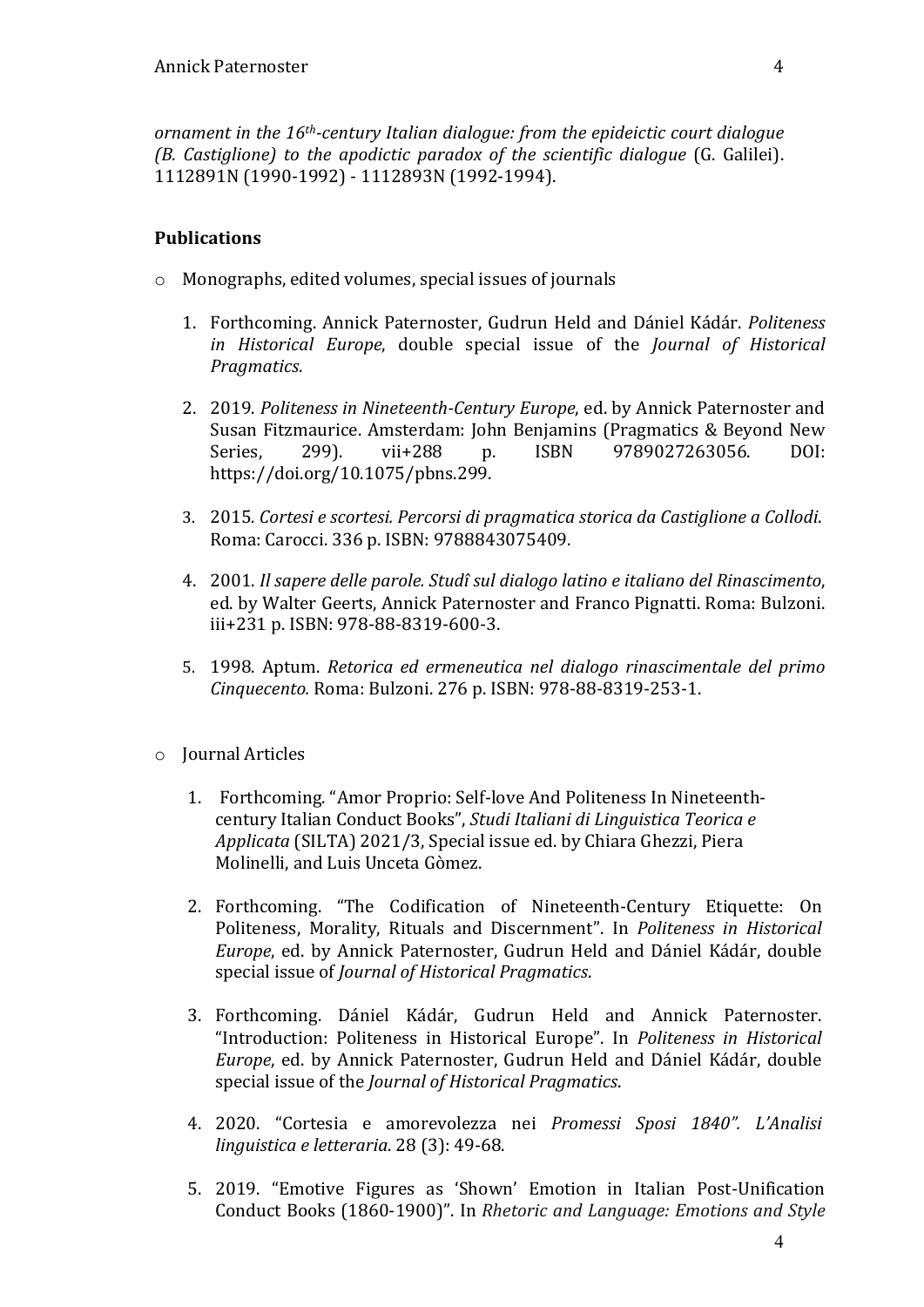*ornament in the 16th-century Italian dialogue: from the epideictic court dialogue (B. Castiglione) to the apodictic paradox of the scientific dialogue* (G. Galilei). 1112891N (1990-1992) - 1112893N (1992-1994).

### Publications

- Monographs, edited volumes, special issues of journals

  1. Forthcoming. Annick Paternoster, Gudrun Held and Dániel Kádár. *Politeness in Historical Europe*, double special issue of the *Journal of Historical Pragmatics*.

  2. 2019. *Politeness in Nineteenth-Century Europe*, ed. by Annick Paternoster and Susan Fitzmaurice. Amsterdam: John Benjamins (Pragmatics & Beyond New Series, 299). vii+288 p. ISBN 9789027263056. DOI: https://doi.org/10.1075/pbns.299.

  3. 2015. *Cortesi e scortesi. Percorsi di pragmatica storica da Castiglione a Collodi*. Roma: Carocci. 336 p. ISBN: 9788843075409.

  4. 2001. *Il sapere delle parole. Studî sul dialogo latino e italiano del Rinascimento*, ed. by Walter Geerts, Annick Paternoster and Franco Pignatti. Roma: Bulzoni. iii+231 p. ISBN: 978-88-8319-600-3.

  5. 1998. Aptum. *Retorica ed ermeneutica nel dialogo rinascimentale del primo Cinquecento.* Roma: Bulzoni. 276 p. ISBN: 978-88-8319-253-1.

- Journal Articles

  1. Forthcoming. "Amor Proprio: Self-love And Politeness In Nineteenth-century Italian Conduct Books", *Studi Italiani di Linguistica Teorica e Applicata* (SILTA) 2021/3, Special issue ed. by Chiara Ghezzi, Piera Molinelli, and Luis Unceta Gòmez.

  2. Forthcoming. "The Codification of Nineteenth-Century Etiquette: On Politeness, Morality, Rituals and Discernment". In *Politeness in Historical Europe*, ed. by Annick Paternoster, Gudrun Held and Dániel Kádár, double special issue of *Journal of Historical Pragmatics*.

  3. Forthcoming. Dániel Kádár, Gudrun Held and Annick Paternoster. "Introduction: Politeness in Historical Europe". In *Politeness in Historical Europe*, ed. by Annick Paternoster, Gudrun Held and Dániel Kádár, double special issue of the *Journal of Historical Pragmatics*.

  4. 2020. "Cortesia e amorevolezza nei *Promessi Sposi 1840". L'Analisi linguistica e letteraria*. 28 (3): 49-68.

  5. 2019. "Emotive Figures as 'Shown' Emotion in Italian Post-Unification Conduct Books (1860-1900)". In *Rhetoric and Language: Emotions and Style*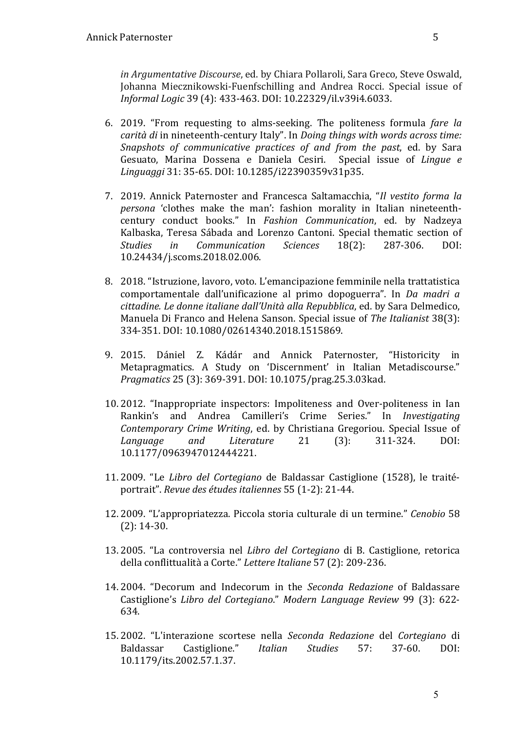*in Argumentative Discourse*, ed. by Chiara Pollaroli, Sara Greco, Steve Oswald, Johanna Miecznikowski-Fuenfschilling and Andrea Rocci. Special issue of *Informal Logic* 39 (4): 433-463. DOI: 10.22329/il.v39i4.6033.

6. 2019. "From requesting to alms-seeking. The politeness formula *fare la carità di* in nineteenth-century Italy". In *Doing things with words across time: Snapshots of communicative practices of and from the past*, ed. by Sara Gesuato, Marina Dossena e Daniela Cesiri. Special issue of *Lingue e Linguaggi* 31: 35-65. DOI: 10.1285/i22390359v31p35.

7. 2019. Annick Paternoster and Francesca Saltamacchia, "*Il vestito forma la persona* 'clothes make the man': fashion morality in Italian nineteenth-century conduct books." In *Fashion Communication*, ed. by Nadzeya Kalbaska, Teresa Sábada and Lorenzo Cantoni. Special thematic section of *Studies in Communication Sciences* 18(2): 287-306. DOI: 10.24434/j.scoms.2018.02.006.

8. 2018. "Istruzione, lavoro, voto. L'emancipazione femminile nella trattatistica comportamentale dall'unificazione al primo dopoguerra". In *Da madri a cittadine. Le donne italiane dall'Unità alla Repubblica*, ed. by Sara Delmedico, Manuela Di Franco and Helena Sanson. Special issue of *The Italianist* 38(3): 334-351. DOI: 10.1080/02614340.2018.1515869.

9. 2015. Dániel Z. Kádár and Annick Paternoster, "Historicity in Metapragmatics. A Study on 'Discernment' in Italian Metadiscourse." *Pragmatics* 25 (3): 369-391. DOI: 10.1075/prag.25.3.03kad.

10. 2012. "Inappropriate inspectors: Impoliteness and Over-politeness in Ian Rankin's and Andrea Camilleri's Crime Series." In *Investigating Contemporary Crime Writing*, ed. by Christiana Gregoriou. Special Issue of *Language and Literature* 21 (3): 311-324. DOI: 10.1177/0963947012444221.

11. 2009. "Le *Libro del Cortegiano* de Baldassar Castiglione (1528), le traité-portrait". *Revue des études italiennes* 55 (1-2): 21-44.

12. 2009. "L'appropriatezza. Piccola storia culturale di un termine." *Cenobio* 58 (2): 14-30.

13. 2005. "La controversia nel *Libro del Cortegiano* di B. Castiglione, retorica della conflittualità a Corte." *Lettere Italiane* 57 (2): 209-236.

14. 2004. "Decorum and Indecorum in the *Seconda Redazione* of Baldassare Castiglione's *Libro del Cortegiano*." *Modern Language Review* 99 (3): 622-634.

15. 2002. "L'interazione scortese nella *Seconda Redazione* del *Cortegiano* di Baldassar Castiglione." *Italian Studies* 57: 37-60. DOI: 10.1179/its.2002.57.1.37.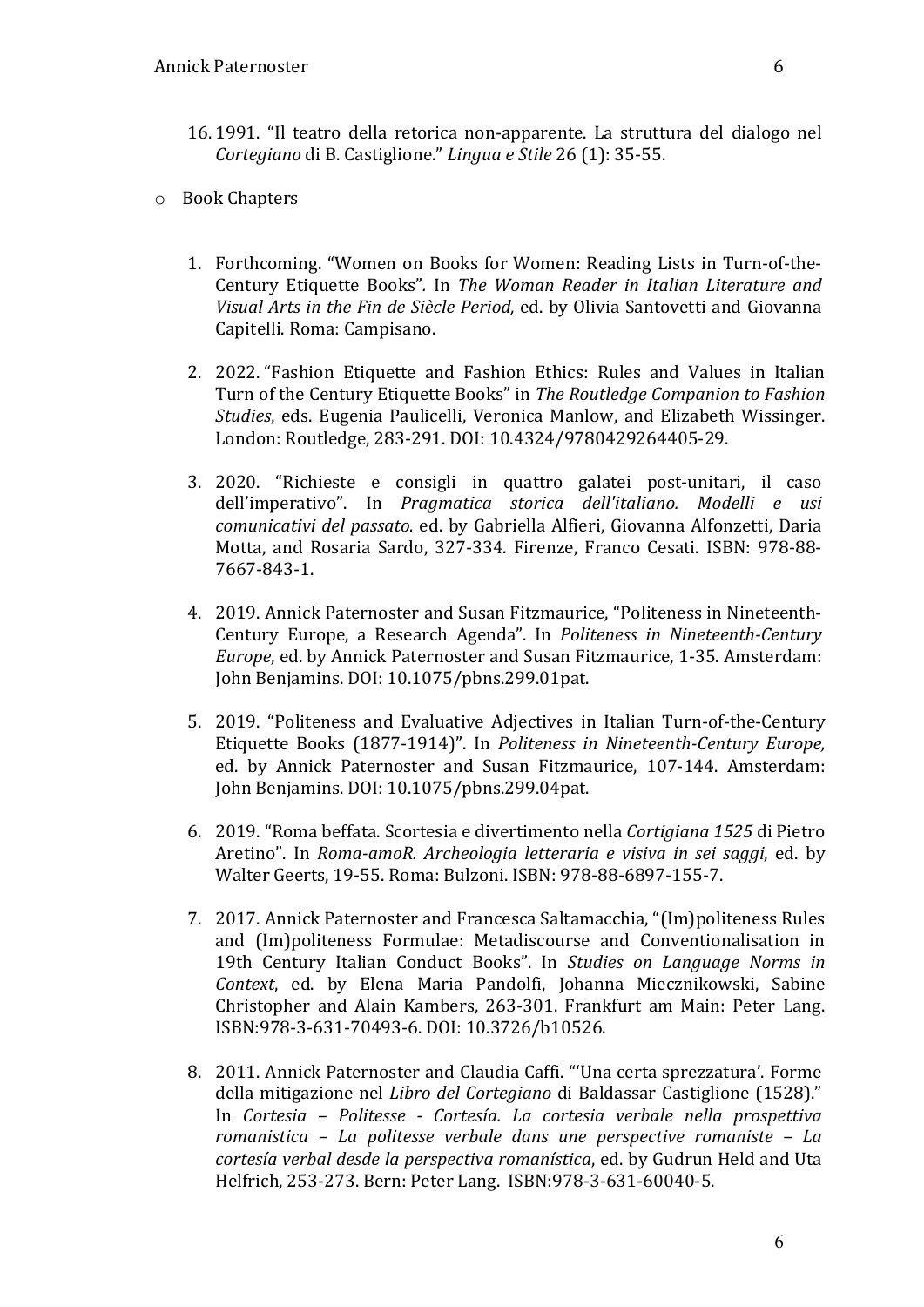16. 1991. "Il teatro della retorica non-apparente. La struttura del dialogo nel *Cortegiano* di B. Castiglione." *Lingua e Stile* 26 (1): 35-55.

- Book Chapters

1. Forthcoming. "Women on Books for Women: Reading Lists in Turn-of-the-Century Etiquette Books". In *The Woman Reader in Italian Literature and Visual Arts in the Fin de Siècle Period,* ed. by Olivia Santovetti and Giovanna Capitelli. Roma: Campisano.

2. 2022. "Fashion Etiquette and Fashion Ethics: Rules and Values in Italian Turn of the Century Etiquette Books" in *The Routledge Companion to Fashion Studies*, eds. Eugenia Paulicelli, Veronica Manlow, and Elizabeth Wissinger. London: Routledge, 283-291. DOI: 10.4324/9780429264405-29.

3. 2020. "Richieste e consigli in quattro galatei post-unitari, il caso dell'imperativo". In *Pragmatica storica dell'italiano. Modelli e usi comunicativi del passato.* ed. by Gabriella Alfieri, Giovanna Alfonzetti, Daria Motta, and Rosaria Sardo, 327-334. Firenze, Franco Cesati. ISBN: 978-88-7667-843-1.

4. 2019. Annick Paternoster and Susan Fitzmaurice, "Politeness in Nineteenth-Century Europe, a Research Agenda". In *Politeness in Nineteenth-Century Europe*, ed. by Annick Paternoster and Susan Fitzmaurice, 1-35. Amsterdam: John Benjamins. DOI: 10.1075/pbns.299.01pat.

5. 2019. "Politeness and Evaluative Adjectives in Italian Turn-of-the-Century Etiquette Books (1877-1914)". In *Politeness in Nineteenth-Century Europe,* ed. by Annick Paternoster and Susan Fitzmaurice, 107-144. Amsterdam: John Benjamins. DOI: 10.1075/pbns.299.04pat.

6. 2019. "Roma beffata. Scortesia e divertimento nella *Cortigiana 1525* di Pietro Aretino". In *Roma-amoR. Archeologia letteraria e visiva in sei saggi*, ed. by Walter Geerts, 19-55. Roma: Bulzoni. ISBN: 978-88-6897-155-7.

7. 2017. Annick Paternoster and Francesca Saltamacchia, "(Im)politeness Rules and (Im)politeness Formulae: Metadiscourse and Conventionalisation in 19th Century Italian Conduct Books". In *Studies on Language Norms in Context*, ed. by Elena Maria Pandolfi, Johanna Miecznikowski, Sabine Christopher and Alain Kambers, 263-301. Frankfurt am Main: Peter Lang. ISBN:978-3-631-70493-6. DOI: 10.3726/b10526.

8. 2011. Annick Paternoster and Claudia Caffi. "'Una certa sprezzatura'. Forme della mitigazione nel *Libro del Cortegiano* di Baldassar Castiglione (1528)." In *Cortesia – Politesse - Cortesía. La cortesia verbale nella prospettiva romanistica – La politesse verbale dans une perspective romaniste – La cortesía verbal desde la perspectiva romanística*, ed. by Gudrun Held and Uta Helfrich, 253-273. Bern: Peter Lang. ISBN:978-3-631-60040-5.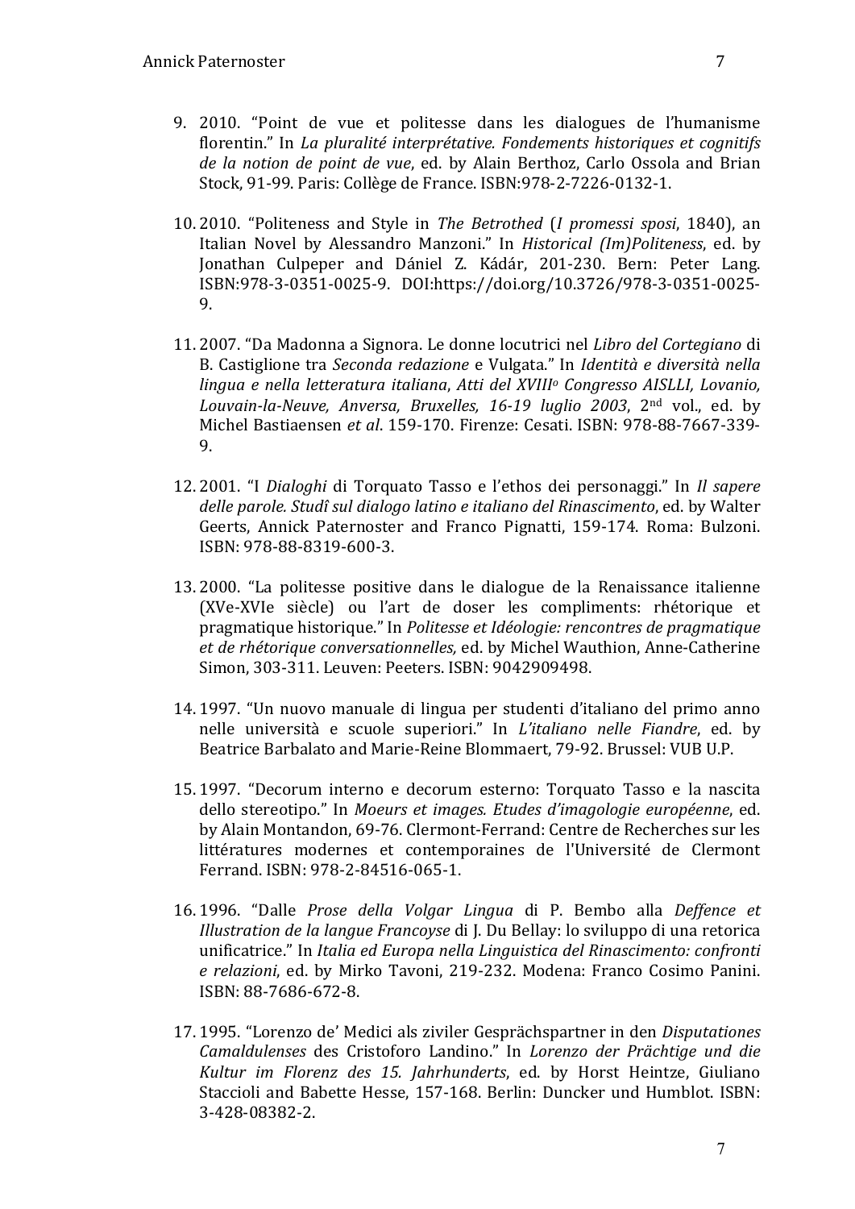9. 2010. "Point de vue et politesse dans les dialogues de l'humanisme florentin." In *La pluralité interprétative. Fondements historiques et cognitifs de la notion de point de vue*, ed. by Alain Berthoz, Carlo Ossola and Brian Stock, 91-99. Paris: Collège de France. ISBN:978-2-7226-0132-1.

10. 2010. "Politeness and Style in *The Betrothed* (*I promessi sposi*, 1840), an Italian Novel by Alessandro Manzoni." In *Historical (Im)Politeness*, ed. by Jonathan Culpeper and Dániel Z. Kádár, 201-230. Bern: Peter Lang. ISBN:978-3-0351-0025-9. DOI:https://doi.org/10.3726/978-3-0351-0025-9.

11. 2007. "Da Madonna a Signora. Le donne locutrici nel *Libro del Cortegiano* di B. Castiglione tra *Seconda redazione* e Vulgata." In *Identità e diversità nella lingua e nella letteratura italiana*, *Atti del XVIII*[o] *Congresso AISLLI, Lovanio, Louvain-la-Neuve, Anversa, Bruxelles, 16-19 luglio 2003*, 2[nd] vol., ed. by Michel Bastiaensen *et al*. 159-170. Firenze: Cesati. ISBN: 978-88-7667-339-9.

12. 2001. "I *Dialoghi* di Torquato Tasso e l'ethos dei personaggi." In *Il sapere delle parole. Studî sul dialogo latino e italiano del Rinascimento*, ed. by Walter Geerts, Annick Paternoster and Franco Pignatti, 159-174. Roma: Bulzoni. ISBN: 978-88-8319-600-3.

13. 2000. "La politesse positive dans le dialogue de la Renaissance italienne (XVe-XVIe siècle) ou l'art de doser les compliments: rhétorique et pragmatique historique." In *Politesse et Idéologie: rencontres de pragmatique et de rhétorique conversationnelles,* ed. by Michel Wauthion, Anne-Catherine Simon, 303-311. Leuven: Peeters. ISBN: 9042909498.

14. 1997. "Un nuovo manuale di lingua per studenti d'italiano del primo anno nelle università e scuole superiori." In *L'italiano nelle Fiandre*, ed. by Beatrice Barbalato and Marie-Reine Blommaert, 79-92. Brussel: VUB U.P.

15. 1997. "Decorum interno e decorum esterno: Torquato Tasso e la nascita dello stereotipo." In *Moeurs et images. Etudes d'imagologie européenne*, ed. by Alain Montandon, 69-76. Clermont-Ferrand: Centre de Recherches sur les littératures modernes et contemporaines de l'Université de Clermont Ferrand. ISBN: 978-2-84516-065-1.

16. 1996. "Dalle *Prose della Volgar Lingua* di P. Bembo alla *Deffence et Illustration de la langue Francoyse* di J. Du Bellay: lo sviluppo di una retorica unificatrice." In *Italia ed Europa nella Linguistica del Rinascimento: confronti e relazioni*, ed. by Mirko Tavoni, 219-232. Modena: Franco Cosimo Panini. ISBN: 88-7686-672-8.

17. 1995. "Lorenzo de' Medici als ziviler Gesprächspartner in den *Disputationes Camaldulenses* des Cristoforo Landino." In *Lorenzo der Prächtige und die Kultur im Florenz des 15. Jahrhunderts*, ed. by Horst Heintze, Giuliano Staccioli and Babette Hesse, 157-168. Berlin: Duncker und Humblot. ISBN: 3-428-08382-2.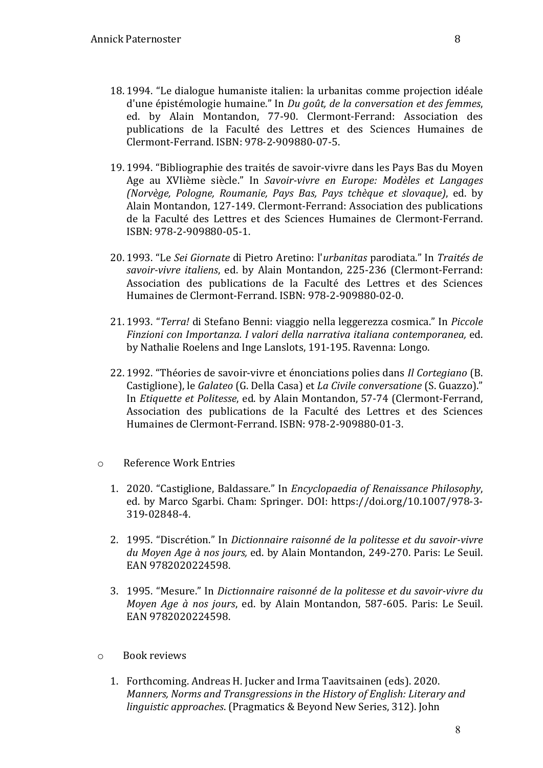18. 1994. “Le dialogue humaniste italien: la urbanitas comme projection idéale d'une épistémologie humaine.” In *Du goût, de la conversation et des femmes*, ed. by Alain Montandon, 77-90. Clermont-Ferrand: Association des publications de la Faculté des Lettres et des Sciences Humaines de Clermont-Ferrand. ISBN: 978-2-909880-07-5.

19. 1994. “Bibliographie des traités de savoir-vivre dans les Pays Bas du Moyen Age au XVIième siècle.” In *Savoir-vivre en Europe: Modèles et Langages (Norvège, Pologne, Roumanie, Pays Bas, Pays tchèque et slovaque)*, ed. by Alain Montandon, 127-149. Clermont-Ferrand: Association des publications de la Faculté des Lettres et des Sciences Humaines de Clermont-Ferrand. ISBN: 978-2-909880-05-1.

20. 1993. “Le *Sei Giornate* di Pietro Aretino: l'*urbanitas* parodiata.” In *Traités de savoir-vivre italiens*, ed. by Alain Montandon, 225-236 (Clermont-Ferrand: Association des publications de la Faculté des Lettres et des Sciences Humaines de Clermont-Ferrand. ISBN: 978-2-909880-02-0.

21. 1993. “*Terra!* di Stefano Benni: viaggio nella leggerezza cosmica.” In *Piccole Finzioni con Importanza. I valori della narrativa italiana contemporanea,* ed. by Nathalie Roelens and Inge Lanslots, 191-195. Ravenna: Longo.

22. 1992. “Théories de savoir-vivre et énonciations polies dans *Il Cortegiano* (B. Castiglione), le *Galateo* (G. Della Casa) et *La Civile conversatione* (S. Guazzo).” In *Etiquette et Politesse*, ed. by Alain Montandon, 57-74 (Clermont-Ferrand, Association des publications de la Faculté des Lettres et des Sciences Humaines de Clermont-Ferrand. ISBN: 978-2-909880-01-3.

- Reference Work Entries

1. 2020. “Castiglione, Baldassare.” In *Encyclopaedia of Renaissance Philosophy*, ed. by Marco Sgarbi. Cham: Springer. DOI: https://doi.org/10.1007/978-3-319-02848-4.

2. 1995. “Discrétion.” In *Dictionnaire raisonné de la politesse et du savoir-vivre du Moyen Age à nos jours,* ed. by Alain Montandon, 249-270. Paris: Le Seuil. EAN 9782020224598.

3. 1995. “Mesure.” In *Dictionnaire raisonné de la politesse et du savoir-vivre du Moyen Age à nos jours*, ed. by Alain Montandon, 587-605. Paris: Le Seuil. EAN 9782020224598.

- Book reviews

1. Forthcoming. Andreas H. Jucker and Irma Taavitsainen (eds). 2020. *Manners, Norms and Transgressions in the History of English: Literary and linguistic approaches*. (Pragmatics & Beyond New Series, 312). John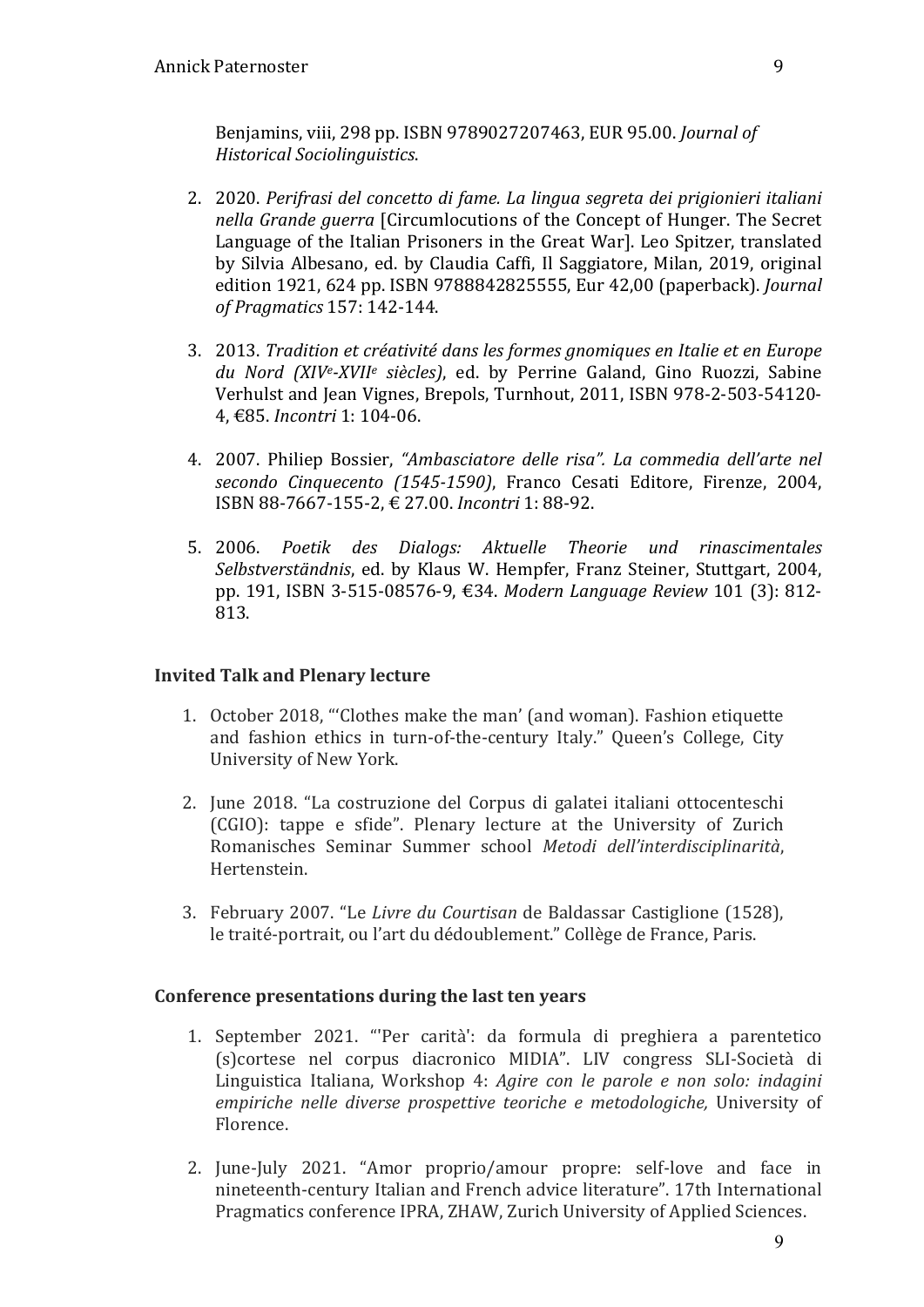Benjamins, viii, 298 pp. ISBN 9789027207463, EUR 95.00. *Journal of Historical Sociolinguistics*.

2. 2020. *Perifrasi del concetto di fame. La lingua segreta dei prigionieri italiani nella Grande guerra* [Circumlocutions of the Concept of Hunger. The Secret Language of the Italian Prisoners in the Great War]. Leo Spitzer, translated by Silvia Albesano, ed. by Claudia Caffi, Il Saggiatore, Milan, 2019, original edition 1921, 624 pp. ISBN 9788842825555, Eur 42,00 (paperback). *Journal of Pragmatics* 157: 142-144.

3. 2013. *Tradition et créativité dans les formes gnomiques en Italie et en Europe du Nord (XIVe-XVIIe siècles)*, ed. by Perrine Galand, Gino Ruozzi, Sabine Verhulst and Jean Vignes, Brepols, Turnhout, 2011, ISBN 978-2-503-54120-4, €85. *Incontri* 1: 104-06.

4. 2007. Philiep Bossier, *"Ambasciatore delle risa". La commedia dell'arte nel secondo Cinquecento (1545-1590)*, Franco Cesati Editore, Firenze, 2004, ISBN 88-7667-155-2, € 27.00. *Incontri* 1: 88-92.

5. 2006. *Poetik des Dialogs: Aktuelle Theorie und rinascimentales Selbstverständnis*, ed. by Klaus W. Hempfer, Franz Steiner, Stuttgart, 2004, pp. 191, ISBN 3-515-08576-9, €34. *Modern Language Review* 101 (3): 812-813.

### Invited Talk and Plenary lecture

1. October 2018, "'Clothes make the man' (and woman). Fashion etiquette and fashion ethics in turn-of-the-century Italy." Queen's College, City University of New York.

2. June 2018. "La costruzione del Corpus di galatei italiani ottocenteschi (CGIO): tappe e sfide". Plenary lecture at the University of Zurich Romanisches Seminar Summer school *Metodi dell'interdisciplinarità*, Hertenstein.

3. February 2007. "Le *Livre du Courtisan* de Baldassar Castiglione (1528), le traité-portrait, ou l'art du dédoublement." Collège de France, Paris.

### Conference presentations during the last ten years

1. September 2021. "'Per carità': da formula di preghiera a parentetico (s)cortese nel corpus diacronico MIDIA". LIV congress SLI-Società di Linguistica Italiana, Workshop 4: *Agire con le parole e non solo: indagini empiriche nelle diverse prospettive teoriche e metodologiche,* University of Florence.

2. June-July 2021. "Amor proprio/amour propre: self-love and face in nineteenth-century Italian and French advice literature". 17th International Pragmatics conference IPRA, ZHAW, Zurich University of Applied Sciences.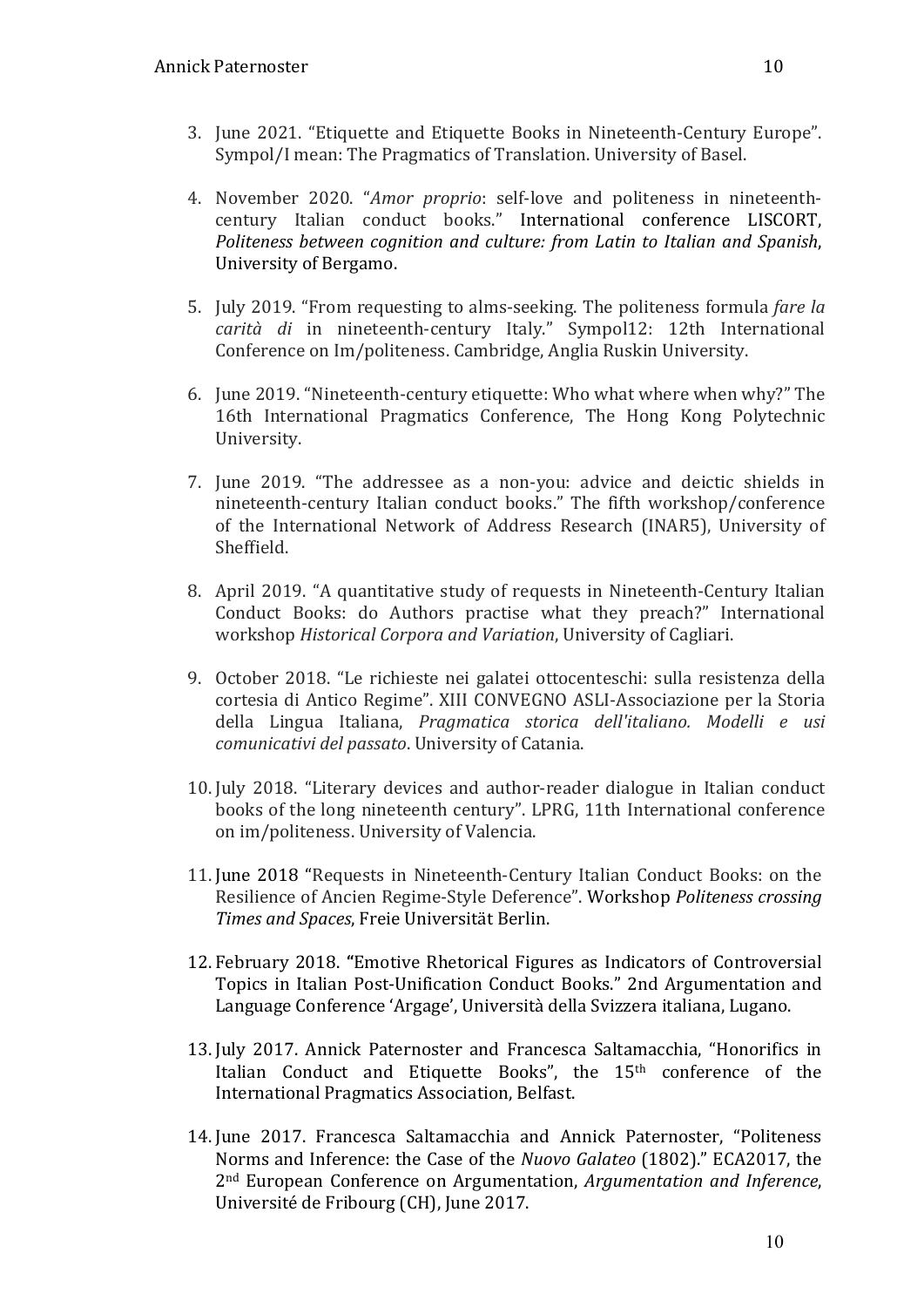3. June 2021. “Etiquette and Etiquette Books in Nineteenth-Century Europe”. Sympol/I mean: The Pragmatics of Translation. University of Basel.

4. November 2020. “*Amor proprio*: self-love and politeness in nineteenth-century Italian conduct books.” International conference LISCORT, *Politeness between cognition and culture: from Latin to Italian and Spanish*, University of Bergamo.

5. July 2019. “From requesting to alms-seeking. The politeness formula *fare la carità di* in nineteenth-century Italy.” Sympol12: 12th International Conference on Im/politeness. Cambridge, Anglia Ruskin University.

6. June 2019. “Nineteenth-century etiquette: Who what where when why?” The 16th International Pragmatics Conference, The Hong Kong Polytechnic University.

7. June 2019. “The addressee as a non-you: advice and deictic shields in nineteenth-century Italian conduct books.” The fifth workshop/conference of the International Network of Address Research (INAR5), University of Sheffield.

8. April 2019. “A quantitative study of requests in Nineteenth-Century Italian Conduct Books: do Authors practise what they preach?” International workshop *Historical Corpora and Variation*, University of Cagliari.

9. October 2018. “Le richieste nei galatei ottocenteschi: sulla resistenza della cortesia di Antico Regime”. XIII CONVEGNO ASLI-Associazione per la Storia della Lingua Italiana, *Pragmatica storica dell'italiano. Modelli e usi comunicativi del passato*. University of Catania.

10. July 2018. “Literary devices and author-reader dialogue in Italian conduct books of the long nineteenth century”. LPRG, 11th International conference on im/politeness. University of Valencia.

11. June 2018 “Requests in Nineteenth-Century Italian Conduct Books: on the Resilience of Ancien Regime-Style Deference”. Workshop *Politeness crossing Times and Spaces*, Freie Universität Berlin.

12. February 2018. “Emotive Rhetorical Figures as Indicators of Controversial Topics in Italian Post-Unification Conduct Books.” 2nd Argumentation and Language Conference ‘Argage’, Università della Svizzera italiana, Lugano.

13. July 2017. Annick Paternoster and Francesca Saltamacchia, “Honorifics in Italian Conduct and Etiquette Books”, the 15th conference of the International Pragmatics Association, Belfast.

14. June 2017. Francesca Saltamacchia and Annick Paternoster, “Politeness Norms and Inference: the Case of the *Nuovo Galateo* (1802).” ECA2017, the 2nd European Conference on Argumentation, *Argumentation and Inference*, Université de Fribourg (CH), June 2017.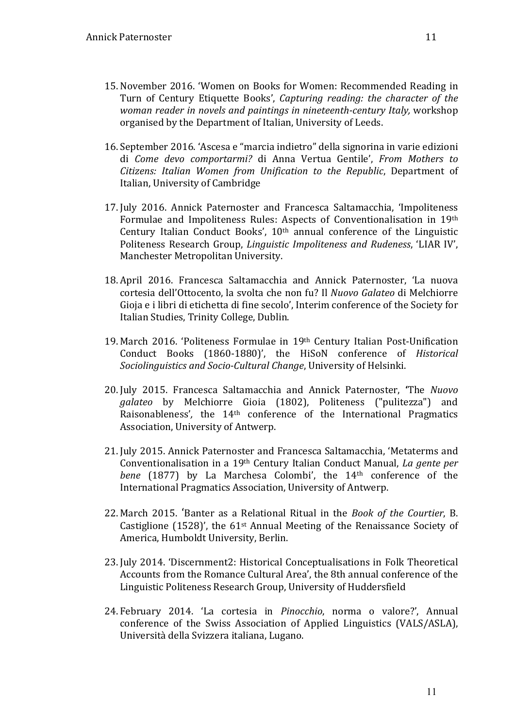15. November 2016. 'Women on Books for Women: Recommended Reading in Turn of Century Etiquette Books', *Capturing reading: the character of the woman reader in novels and paintings in nineteenth-century Italy,* workshop organised by the Department of Italian, University of Leeds.

16. September 2016. 'Ascesa e "marcia indietro" della signorina in varie edizioni di *Come devo comportarmi?* di Anna Vertua Gentile', *From Mothers to Citizens: Italian Women from Unification to the Republic*, Department of Italian, University of Cambridge

17. July 2016. Annick Paternoster and Francesca Saltamacchia, 'Impoliteness Formulae and Impoliteness Rules: Aspects of Conventionalisation in 19th Century Italian Conduct Books', 10th annual conference of the Linguistic Politeness Research Group, *Linguistic Impoliteness and Rudeness*, 'LIAR IV', Manchester Metropolitan University.

18. April 2016. Francesca Saltamacchia and Annick Paternoster, 'La nuova cortesia dell'Ottocento, la svolta che non fu? Il *Nuovo Galateo* di Melchiorre Gioja e i libri di etichetta di fine secolo', Interim conference of the Society for Italian Studies, Trinity College, Dublin.

19. March 2016. 'Politeness Formulae in 19th Century Italian Post-Unification Conduct Books (1860-1880)', the HiSoN conference of *Historical Sociolinguistics and Socio-Cultural Change*, University of Helsinki.

20. July 2015. Francesca Saltamacchia and Annick Paternoster, 'The *Nuovo galateo* by Melchiorre Gioia (1802), Politeness ("pulitezza") and Raisonableness', the 14th conference of the International Pragmatics Association, University of Antwerp.

21. July 2015. Annick Paternoster and Francesca Saltamacchia, 'Metaterms and Conventionalisation in a 19th Century Italian Conduct Manual, *La gente per bene* (1877) by La Marchesa Colombi', the 14th conference of the International Pragmatics Association, University of Antwerp.

22. March 2015. 'Banter as a Relational Ritual in the *Book of the Courtier*, B. Castiglione (1528)', the 61st Annual Meeting of the Renaissance Society of America, Humboldt University, Berlin.

23. July 2014. 'Discernment2: Historical Conceptualisations in Folk Theoretical Accounts from the Romance Cultural Area', the 8th annual conference of the Linguistic Politeness Research Group, University of Huddersfield

24. February 2014. 'La cortesia in *Pinocchio*, norma o valore?', Annual conference of the Swiss Association of Applied Linguistics (VALS/ASLA), Università della Svizzera italiana, Lugano.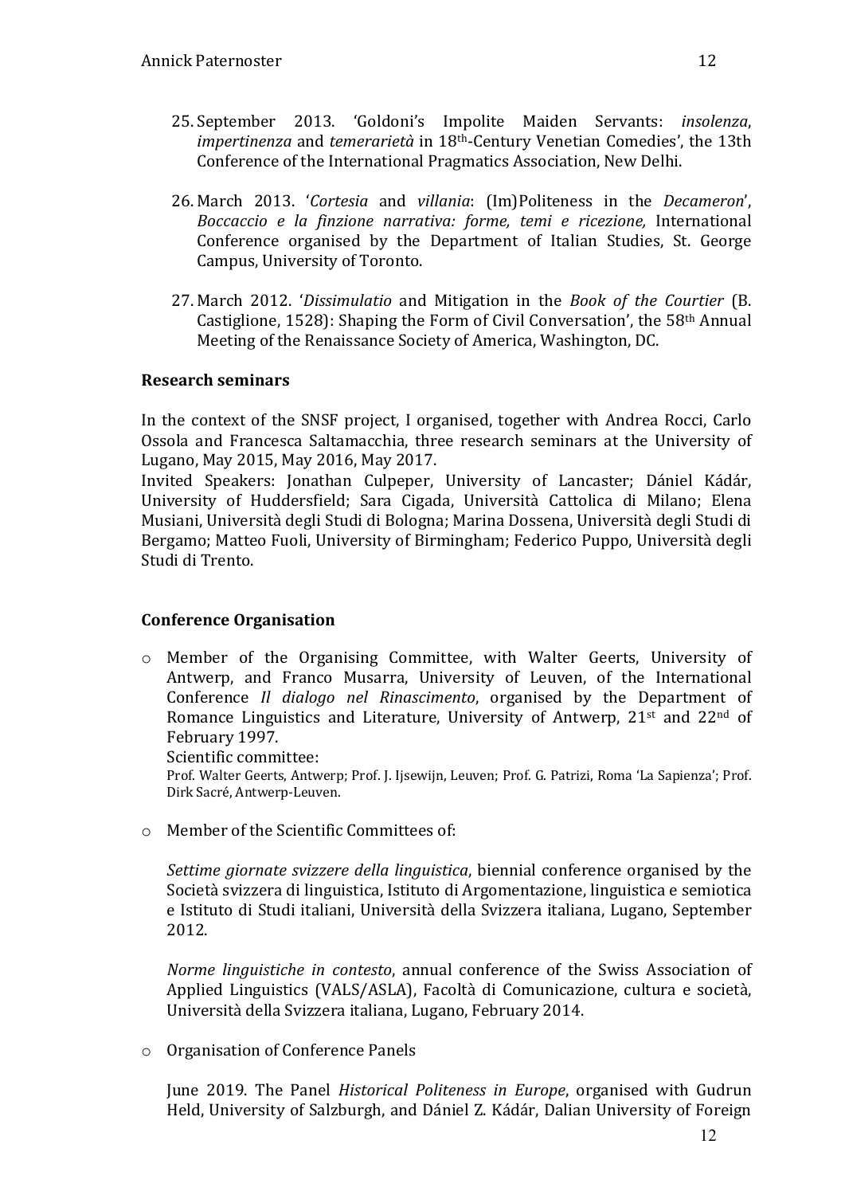25. September 2013. 'Goldoni's Impolite Maiden Servants: *insolenza*, *impertinenza* and *temerarietà* in 18th-Century Venetian Comedies', the 13th Conference of the International Pragmatics Association, New Delhi.

26. March 2013. '*Cortesia* and *villania*: (Im)Politeness in the *Decameron*', *Boccaccio e la finzione narrativa: forme, temi e ricezione,* International Conference organised by the Department of Italian Studies, St. George Campus, University of Toronto.

27. March 2012. '*Dissimulatio* and Mitigation in the *Book of the Courtier* (B. Castiglione, 1528): Shaping the Form of Civil Conversation', the 58th Annual Meeting of the Renaissance Society of America, Washington, DC.

**Research seminars**

In the context of the SNSF project, I organised, together with Andrea Rocci, Carlo Ossola and Francesca Saltamacchia, three research seminars at the University of Lugano, May 2015, May 2016, May 2017.
Invited Speakers: Jonathan Culpeper, University of Lancaster; Dániel Kádár, University of Huddersfield; Sara Cigada, Università Cattolica di Milano; Elena Musiani, Università degli Studi di Bologna; Marina Dossena, Università degli Studi di Bergamo; Matteo Fuoli, University of Birmingham; Federico Puppo, Università degli Studi di Trento.

**Conference Organisation**

- Member of the Organising Committee, with Walter Geerts, University of Antwerp, and Franco Musarra, University of Leuven, of the International Conference *Il dialogo nel Rinascimento*, organised by the Department of Romance Linguistics and Literature, University of Antwerp, 21st and 22nd of February 1997.
  Scientific committee:
  Prof. Walter Geerts, Antwerp; Prof. J. Ijsewijn, Leuven; Prof. G. Patrizi, Roma 'La Sapienza'; Prof. Dirk Sacré, Antwerp-Leuven.

- Member of the Scientific Committees of:

  *Settime giornate svizzere della linguistica*, biennial conference organised by the Società svizzera di linguistica, Istituto di Argomentazione, linguistica e semiotica e Istituto di Studi italiani, Università della Svizzera italiana, Lugano, September 2012.

  *Norme linguistiche in contesto*, annual conference of the Swiss Association of Applied Linguistics (VALS/ASLA), Facoltà di Comunicazione, cultura e società, Università della Svizzera italiana, Lugano, February 2014.

- Organisation of Conference Panels

  June 2019. The Panel *Historical Politeness in Europe*, organised with Gudrun Held, University of Salzburgh, and Dániel Z. Kádár, Dalian University of Foreign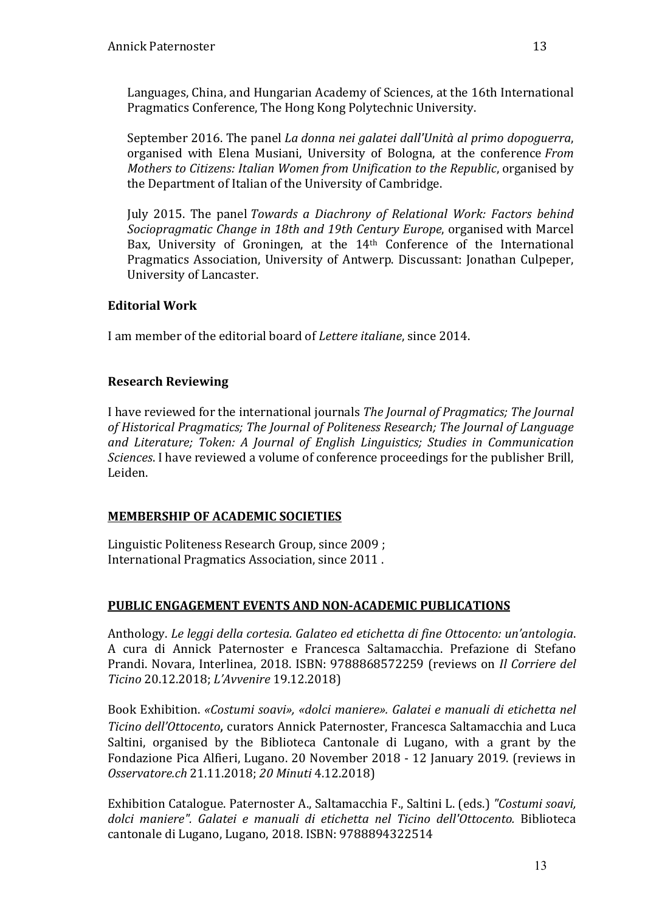Languages, China, and Hungarian Academy of Sciences, at the 16th International Pragmatics Conference, The Hong Kong Polytechnic University.

September 2016. The panel *La donna nei galatei dall'Unità al primo dopoguerra*, organised with Elena Musiani, University of Bologna, at the conference *From Mothers to Citizens: Italian Women from Unification to the Republic*, organised by the Department of Italian of the University of Cambridge.

July 2015. The panel *Towards a Diachrony of Relational Work: Factors behind Sociopragmatic Change in 18th and 19th Century Europe*, organised with Marcel Bax, University of Groningen, at the 14th Conference of the International Pragmatics Association, University of Antwerp. Discussant: Jonathan Culpeper, University of Lancaster.

**Editorial Work**

I am member of the editorial board of *Lettere italiane*, since 2014.

**Research Reviewing**

I have reviewed for the international journals *The Journal of Pragmatics; The Journal of Historical Pragmatics; The Journal of Politeness Research; The Journal of Language and Literature; Token: A Journal of English Linguistics; Studies in Communication Sciences*. I have reviewed a volume of conference proceedings for the publisher Brill, Leiden.

## MEMBERSHIP OF ACADEMIC SOCIETIES

Linguistic Politeness Research Group, since 2009 ;
International Pragmatics Association, since 2011 .

## PUBLIC ENGAGEMENT EVENTS AND NON-ACADEMIC PUBLICATIONS

Anthology. *Le leggi della cortesia. Galateo ed etichetta di fine Ottocento: un'antologia*. A cura di Annick Paternoster e Francesca Saltamacchia. Prefazione di Stefano Prandi. Novara, Interlinea, 2018. ISBN: 9788868572259 (reviews on *Il Corriere del Ticino* 20.12.2018; *L'Avvenire* 19.12.2018)

Book Exhibition. *«Costumi soavi», «dolci maniere». Galatei e manuali di etichetta nel Ticino dell'Ottocento*, curators Annick Paternoster, Francesca Saltamacchia and Luca Saltini, organised by the Biblioteca Cantonale di Lugano, with a grant by the Fondazione Pica Alfieri, Lugano. 20 November 2018 - 12 January 2019. (reviews in *Osservatore.ch* 21.11.2018; *20 Minuti* 4.12.2018)

Exhibition Catalogue. Paternoster A., Saltamacchia F., Saltini L. (eds.) *"Costumi soavi, dolci maniere". Galatei e manuali di etichetta nel Ticino dell'Ottocento.* Biblioteca cantonale di Lugano, Lugano, 2018. ISBN: 9788894322514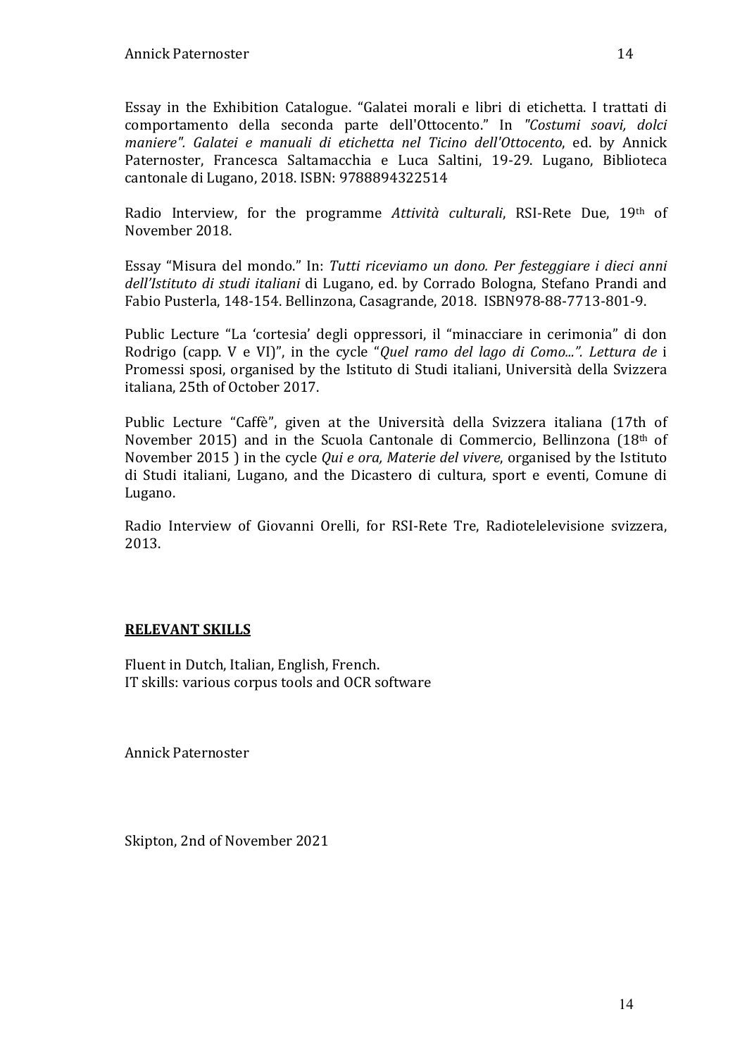Essay in the Exhibition Catalogue. “Galatei morali e libri di etichetta. I trattati di comportamento della seconda parte dell'Ottocento.” In *"Costumi soavi, dolci maniere". Galatei e manuali di etichetta nel Ticino dell'Ottocento*, ed. by Annick Paternoster, Francesca Saltamacchia e Luca Saltini, 19-29. Lugano, Biblioteca cantonale di Lugano, 2018. ISBN: 9788894322514

Radio Interview, for the programme *Attività culturali*, RSI-Rete Due, 19th of November 2018.

Essay “Misura del mondo.” In: *Tutti riceviamo un dono. Per festeggiare i dieci anni dell'Istituto di studi italiani* di Lugano, ed. by Corrado Bologna, Stefano Prandi and Fabio Pusterla, 148-154. Bellinzona, Casagrande, 2018. ISBN978-88-7713-801-9.

Public Lecture “La ‘cortesia’ degli oppressori, il “minacciare in cerimonia” di don Rodrigo (capp. V e VI)”, in the cycle “*Quel ramo del lago di Como...". Lettura de* i Promessi sposi, organised by the Istituto di Studi italiani, Università della Svizzera italiana, 25th of October 2017.

Public Lecture “Caffè”, given at the Università della Svizzera italiana (17th of November 2015) and in the Scuola Cantonale di Commercio, Bellinzona (18th of November 2015 ) in the cycle *Qui e ora, Materie del vivere*, organised by the Istituto di Studi italiani, Lugano, and the Dicastero di cultura, sport e eventi, Comune di Lugano.

Radio Interview of Giovanni Orelli, for RSI-Rete Tre, Radiotelelevisione svizzera, 2013.

## RELEVANT SKILLS

Fluent in Dutch, Italian, English, French.
IT skills: various corpus tools and OCR software

Annick Paternoster

Skipton, 2nd of November 2021